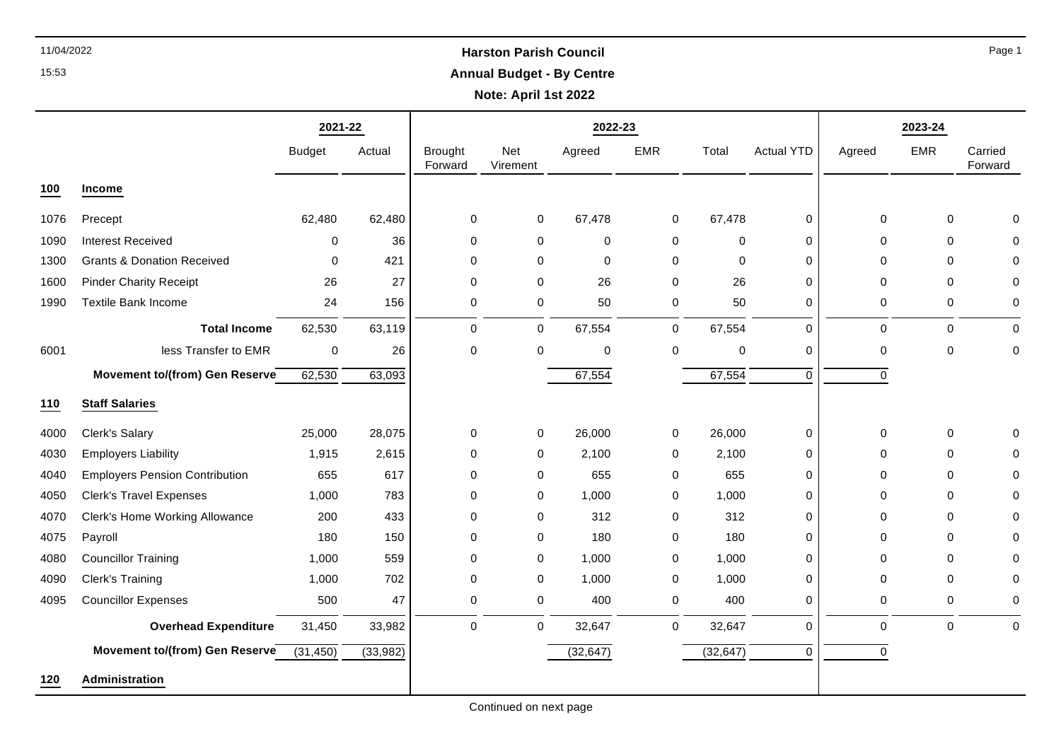# Harston Parish Council

## Annual Budget - By Centre

**Note: April 1st 2022**

| | | 2021-22 | | 2022-23 | | | | | | 2023-24 | | |
|---|---|---|---|---|---|---|---|---|---|---|---|---|
| | | Budget | Actual | Brought Forward | Net Virement | Agreed | EMR | Total | Actual YTD | Agreed | EMR | Carried Forward |
| **100** | **Income** | | | | | | | | | | | |
| 1076 | Precept | 62,480 | 62,480 | 0 | 0 | 67,478 | 0 | 67,478 | 0 | 0 | 0 | 0 |
| 1090 | Interest Received | 0 | 36 | 0 | 0 | 0 | 0 | 0 | 0 | 0 | 0 | 0 |
| 1300 | Grants & Donation Received | 0 | 421 | 0 | 0 | 0 | 0 | 0 | 0 | 0 | 0 | 0 |
| 1600 | Pinder Charity Receipt | 26 | 27 | 0 | 0 | 26 | 0 | 26 | 0 | 0 | 0 | 0 |
| 1990 | Textile Bank Income | 24 | 156 | 0 | 0 | 50 | 0 | 50 | 0 | 0 | 0 | 0 |
| | **Total Income** | 62,530 | 63,119 | 0 | 0 | 67,554 | 0 | 67,554 | 0 | 0 | 0 | 0 |
| 6001 | less Transfer to EMR | 0 | 26 | 0 | 0 | 0 | 0 | 0 | 0 | 0 | 0 | 0 |
| | **Movement to/(from) Gen Reserve** | 62,530 | 63,093 | | | 67,554 | | 67,554 | 0 | 0 | | |
| **110** | **Staff Salaries** | | | | | | | | | | | |
| 4000 | Clerk's Salary | 25,000 | 28,075 | 0 | 0 | 26,000 | 0 | 26,000 | 0 | 0 | 0 | 0 |
| 4030 | Employers Liability | 1,915 | 2,615 | 0 | 0 | 2,100 | 0 | 2,100 | 0 | 0 | 0 | 0 |
| 4040 | Employers Pension Contribution | 655 | 617 | 0 | 0 | 655 | 0 | 655 | 0 | 0 | 0 | 0 |
| 4050 | Clerk's Travel Expenses | 1,000 | 783 | 0 | 0 | 1,000 | 0 | 1,000 | 0 | 0 | 0 | 0 |
| 4070 | Clerk's Home Working Allowance | 200 | 433 | 0 | 0 | 312 | 0 | 312 | 0 | 0 | 0 | 0 |
| 4075 | Payroll | 180 | 150 | 0 | 0 | 180 | 0 | 180 | 0 | 0 | 0 | 0 |
| 4080 | Councillor Training | 1,000 | 559 | 0 | 0 | 1,000 | 0 | 1,000 | 0 | 0 | 0 | 0 |
| 4090 | Clerk's Training | 1,000 | 702 | 0 | 0 | 1,000 | 0 | 1,000 | 0 | 0 | 0 | 0 |
| 4095 | Councillor Expenses | 500 | 47 | 0 | 0 | 400 | 0 | 400 | 0 | 0 | 0 | 0 |
| | **Overhead Expenditure** | 31,450 | 33,982 | 0 | 0 | 32,647 | 0 | 32,647 | 0 | 0 | 0 | 0 |
| | **Movement to/(from) Gen Reserve** | (31,450) | (33,982) | | | (32,647) | | (32,647) | 0 | 0 | | |
| **120** | **Administration** | | | | | | | | | | | |

Continued on next page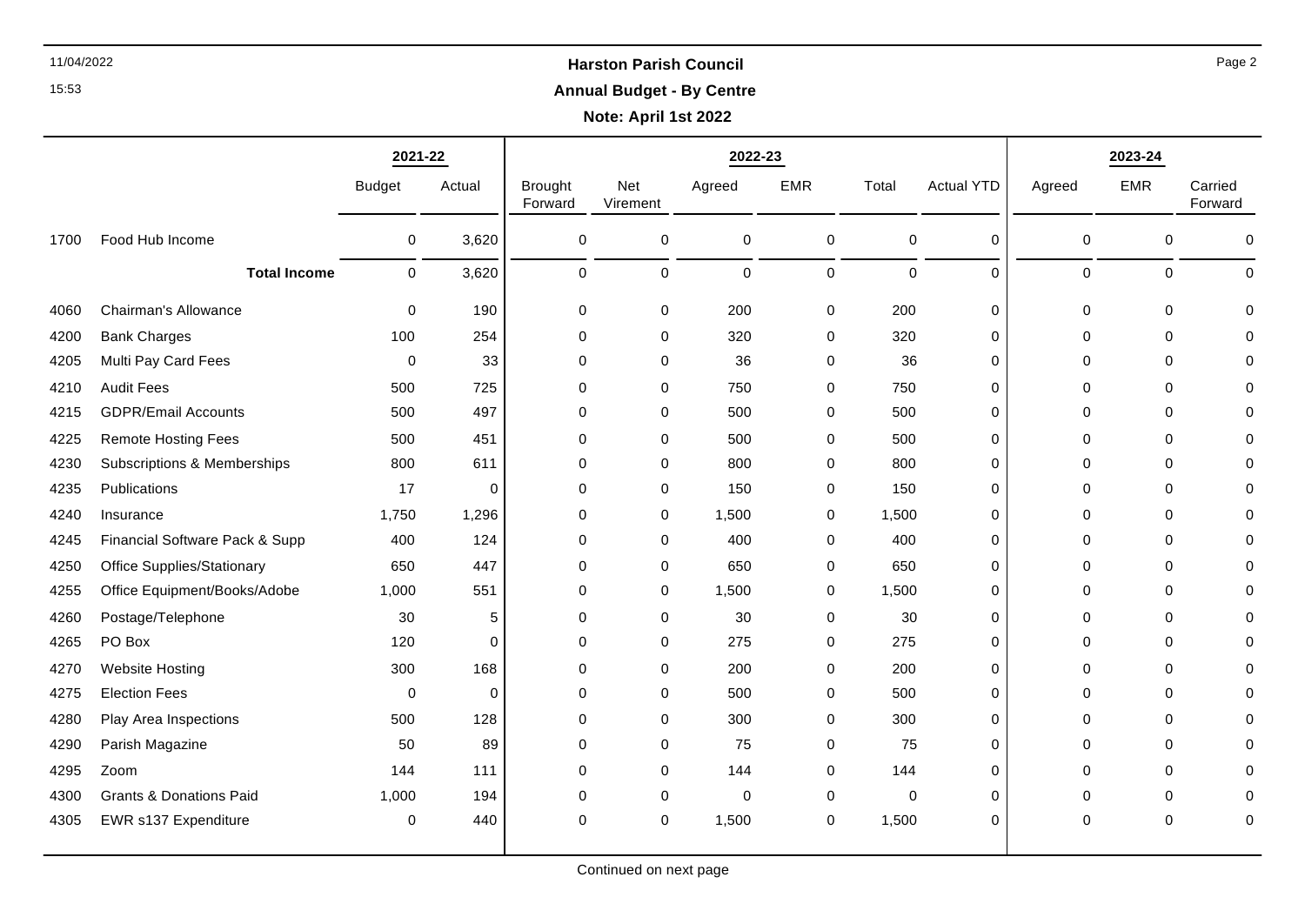# Harston Parish Council

## Annual Budget - By Centre

**Note: April 1st 2022**

| | | 2021-22 | | 2022-23 | | | | | | 2023-24 | | |
|---|---|---|---|---|---|---|---|---|---|---|---|---|
| | | Budget | Actual | Brought Forward | Net Virement | Agreed | EMR | Total | Actual YTD | Agreed | EMR | Carried Forward |
| 1700 | Food Hub Income | 0 | 3,620 | 0 | 0 | 0 | 0 | 0 | 0 | 0 | 0 | 0 |
| | **Total Income** | 0 | 3,620 | 0 | 0 | 0 | 0 | 0 | 0 | 0 | 0 | 0 |
| 4060 | Chairman's Allowance | 0 | 190 | 0 | 0 | 200 | 0 | 200 | 0 | 0 | 0 | 0 |
| 4200 | Bank Charges | 100 | 254 | 0 | 0 | 320 | 0 | 320 | 0 | 0 | 0 | 0 |
| 4205 | Multi Pay Card Fees | 0 | 33 | 0 | 0 | 36 | 0 | 36 | 0 | 0 | 0 | 0 |
| 4210 | Audit Fees | 500 | 725 | 0 | 0 | 750 | 0 | 750 | 0 | 0 | 0 | 0 |
| 4215 | GDPR/Email Accounts | 500 | 497 | 0 | 0 | 500 | 0 | 500 | 0 | 0 | 0 | 0 |
| 4225 | Remote Hosting Fees | 500 | 451 | 0 | 0 | 500 | 0 | 500 | 0 | 0 | 0 | 0 |
| 4230 | Subscriptions & Memberships | 800 | 611 | 0 | 0 | 800 | 0 | 800 | 0 | 0 | 0 | 0 |
| 4235 | Publications | 17 | 0 | 0 | 0 | 150 | 0 | 150 | 0 | 0 | 0 | 0 |
| 4240 | Insurance | 1,750 | 1,296 | 0 | 0 | 1,500 | 0 | 1,500 | 0 | 0 | 0 | 0 |
| 4245 | Financial Software Pack & Supp | 400 | 124 | 0 | 0 | 400 | 0 | 400 | 0 | 0 | 0 | 0 |
| 4250 | Office Supplies/Stationary | 650 | 447 | 0 | 0 | 650 | 0 | 650 | 0 | 0 | 0 | 0 |
| 4255 | Office Equipment/Books/Adobe | 1,000 | 551 | 0 | 0 | 1,500 | 0 | 1,500 | 0 | 0 | 0 | 0 |
| 4260 | Postage/Telephone | 30 | 5 | 0 | 0 | 30 | 0 | 30 | 0 | 0 | 0 | 0 |
| 4265 | PO Box | 120 | 0 | 0 | 0 | 275 | 0 | 275 | 0 | 0 | 0 | 0 |
| 4270 | Website Hosting | 300 | 168 | 0 | 0 | 200 | 0 | 200 | 0 | 0 | 0 | 0 |
| 4275 | Election Fees | 0 | 0 | 0 | 0 | 500 | 0 | 500 | 0 | 0 | 0 | 0 |
| 4280 | Play Area Inspections | 500 | 128 | 0 | 0 | 300 | 0 | 300 | 0 | 0 | 0 | 0 |
| 4290 | Parish Magazine | 50 | 89 | 0 | 0 | 75 | 0 | 75 | 0 | 0 | 0 | 0 |
| 4295 | Zoom | 144 | 111 | 0 | 0 | 144 | 0 | 144 | 0 | 0 | 0 | 0 |
| 4300 | Grants & Donations Paid | 1,000 | 194 | 0 | 0 | 0 | 0 | 0 | 0 | 0 | 0 | 0 |
| 4305 | EWR s137 Expenditure | 0 | 440 | 0 | 0 | 1,500 | 0 | 1,500 | 0 | 0 | 0 | 0 |

Continued on next page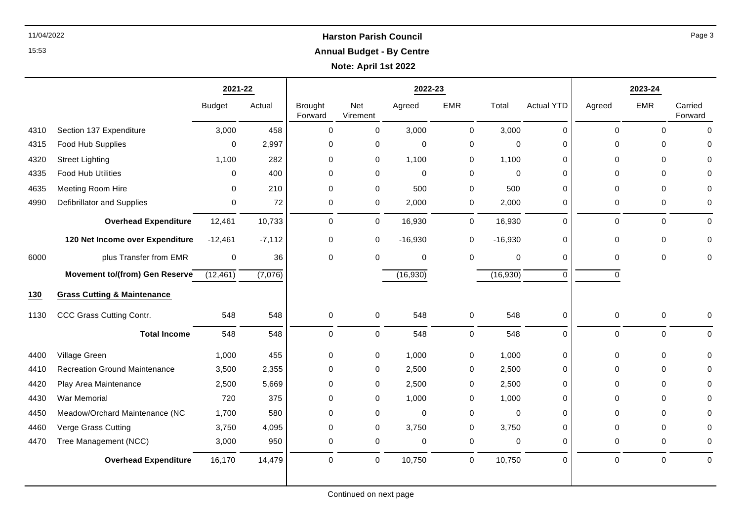**Harston Parish Council**

**Annual Budget - By Centre**

**Note: April 1st 2022**

| | | 2021-22 | | 2022-23 | | | | | | 2023-24 | | |
|---|---|---|---|---|---|---|---|---|---|---|---|---|
| | | Budget | Actual | Brought Forward | Net Virement | Agreed | EMR | Total | Actual YTD | Agreed | EMR | Carried Forward |
| 4310 | Section 137 Expenditure | 3,000 | 458 | 0 | 0 | 3,000 | 0 | 3,000 | 0 | 0 | 0 | 0 |
| 4315 | Food Hub Supplies | 0 | 2,997 | 0 | 0 | 0 | 0 | 0 | 0 | 0 | 0 | 0 |
| 4320 | Street Lighting | 1,100 | 282 | 0 | 0 | 1,100 | 0 | 1,100 | 0 | 0 | 0 | 0 |
| 4335 | Food Hub Utilities | 0 | 400 | 0 | 0 | 0 | 0 | 0 | 0 | 0 | 0 | 0 |
| 4635 | Meeting Room Hire | 0 | 210 | 0 | 0 | 500 | 0 | 500 | 0 | 0 | 0 | 0 |
| 4990 | Defibrillator and Supplies | 0 | 72 | 0 | 0 | 2,000 | 0 | 2,000 | 0 | 0 | 0 | 0 |
| | **Overhead Expenditure** | 12,461 | 10,733 | 0 | 0 | 16,930 | 0 | 16,930 | 0 | 0 | 0 | 0 |
| | **120 Net Income over Expenditure** | -12,461 | -7,112 | 0 | 0 | -16,930 | 0 | -16,930 | 0 | 0 | 0 | 0 |
| 6000 | plus Transfer from EMR | 0 | 36 | 0 | 0 | 0 | 0 | 0 | 0 | 0 | 0 | 0 |
| | **Movement to/(from) Gen Reserve** | (12,461) | (7,076) | | | (16,930) | | (16,930) | 0 | 0 | | |
| **130** | **Grass Cutting & Maintenance** | | | | | | | | | | | |
| 1130 | CCC Grass Cutting Contr. | 548 | 548 | 0 | 0 | 548 | 0 | 548 | 0 | 0 | 0 | 0 |
| | **Total Income** | 548 | 548 | 0 | 0 | 548 | 0 | 548 | 0 | 0 | 0 | 0 |
| 4400 | Village Green | 1,000 | 455 | 0 | 0 | 1,000 | 0 | 1,000 | 0 | 0 | 0 | 0 |
| 4410 | Recreation Ground Maintenance | 3,500 | 2,355 | 0 | 0 | 2,500 | 0 | 2,500 | 0 | 0 | 0 | 0 |
| 4420 | Play Area Maintenance | 2,500 | 5,669 | 0 | 0 | 2,500 | 0 | 2,500 | 0 | 0 | 0 | 0 |
| 4430 | War Memorial | 720 | 375 | 0 | 0 | 1,000 | 0 | 1,000 | 0 | 0 | 0 | 0 |
| 4450 | Meadow/Orchard Maintenance (NC | 1,700 | 580 | 0 | 0 | 0 | 0 | 0 | 0 | 0 | 0 | 0 |
| 4460 | Verge Grass Cutting | 3,750 | 4,095 | 0 | 0 | 3,750 | 0 | 3,750 | 0 | 0 | 0 | 0 |
| 4470 | Tree Management (NCC) | 3,000 | 950 | 0 | 0 | 0 | 0 | 0 | 0 | 0 | 0 | 0 |
| | **Overhead Expenditure** | 16,170 | 14,479 | 0 | 0 | 10,750 | 0 | 10,750 | 0 | 0 | 0 | 0 |

Continued on next page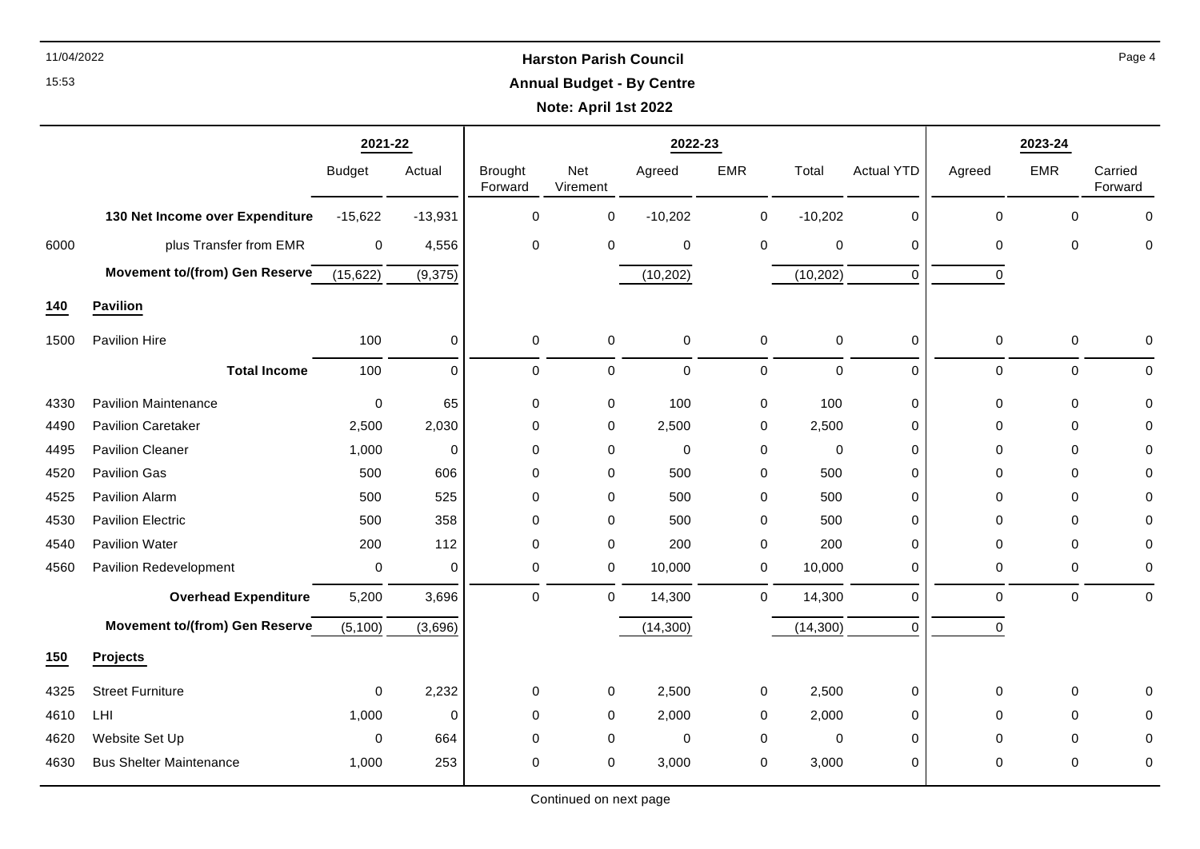# Harston Parish Council

## Annual Budget - By Centre

**Note: April 1st 2022**

| | | 2021-22 | | 2022-23 | | | | | | 2023-24 | | |
|---|---|---|---|---|---|---|---|---|---|---|---|---|
| | | Budget | Actual | Brought Forward | Net Virement | Agreed | EMR | Total | Actual YTD | Agreed | EMR | Carried Forward |
| | **130 Net Income over Expenditure** | -15,622 | -13,931 | 0 | 0 | -10,202 | 0 | -10,202 | 0 | 0 | 0 | 0 |
| 6000 | plus Transfer from EMR | 0 | 4,556 | 0 | 0 | 0 | 0 | 0 | 0 | 0 | 0 | 0 |
| | **Movement to/(from) Gen Reserve** | (15,622) | (9,375) | | | (10,202) | | (10,202) | 0 | 0 | | |
| **140** | **Pavilion** | | | | | | | | | | | |
| 1500 | Pavilion Hire | 100 | 0 | 0 | 0 | 0 | 0 | 0 | 0 | 0 | 0 | 0 |
| | **Total Income** | 100 | 0 | 0 | 0 | 0 | 0 | 0 | 0 | 0 | 0 | 0 |
| 4330 | Pavilion Maintenance | 0 | 65 | 0 | 0 | 100 | 0 | 100 | 0 | 0 | 0 | 0 |
| 4490 | Pavilion Caretaker | 2,500 | 2,030 | 0 | 0 | 2,500 | 0 | 2,500 | 0 | 0 | 0 | 0 |
| 4495 | Pavilion Cleaner | 1,000 | 0 | 0 | 0 | 0 | 0 | 0 | 0 | 0 | 0 | 0 |
| 4520 | Pavilion Gas | 500 | 606 | 0 | 0 | 500 | 0 | 500 | 0 | 0 | 0 | 0 |
| 4525 | Pavilion Alarm | 500 | 525 | 0 | 0 | 500 | 0 | 500 | 0 | 0 | 0 | 0 |
| 4530 | Pavilion Electric | 500 | 358 | 0 | 0 | 500 | 0 | 500 | 0 | 0 | 0 | 0 |
| 4540 | Pavilion Water | 200 | 112 | 0 | 0 | 200 | 0 | 200 | 0 | 0 | 0 | 0 |
| 4560 | Pavilion Redevelopment | 0 | 0 | 0 | 0 | 10,000 | 0 | 10,000 | 0 | 0 | 0 | 0 |
| | **Overhead Expenditure** | 5,200 | 3,696 | 0 | 0 | 14,300 | 0 | 14,300 | 0 | 0 | 0 | 0 |
| | **Movement to/(from) Gen Reserve** | (5,100) | (3,696) | | | (14,300) | | (14,300) | 0 | 0 | | |
| **150** | **Projects** | | | | | | | | | | | |
| 4325 | Street Furniture | 0 | 2,232 | 0 | 0 | 2,500 | 0 | 2,500 | 0 | 0 | 0 | 0 |
| 4610 | LHI | 1,000 | 0 | 0 | 0 | 2,000 | 0 | 2,000 | 0 | 0 | 0 | 0 |
| 4620 | Website Set Up | 0 | 664 | 0 | 0 | 0 | 0 | 0 | 0 | 0 | 0 | 0 |
| 4630 | Bus Shelter Maintenance | 1,000 | 253 | 0 | 0 | 3,000 | 0 | 3,000 | 0 | 0 | 0 | 0 |

Continued on next page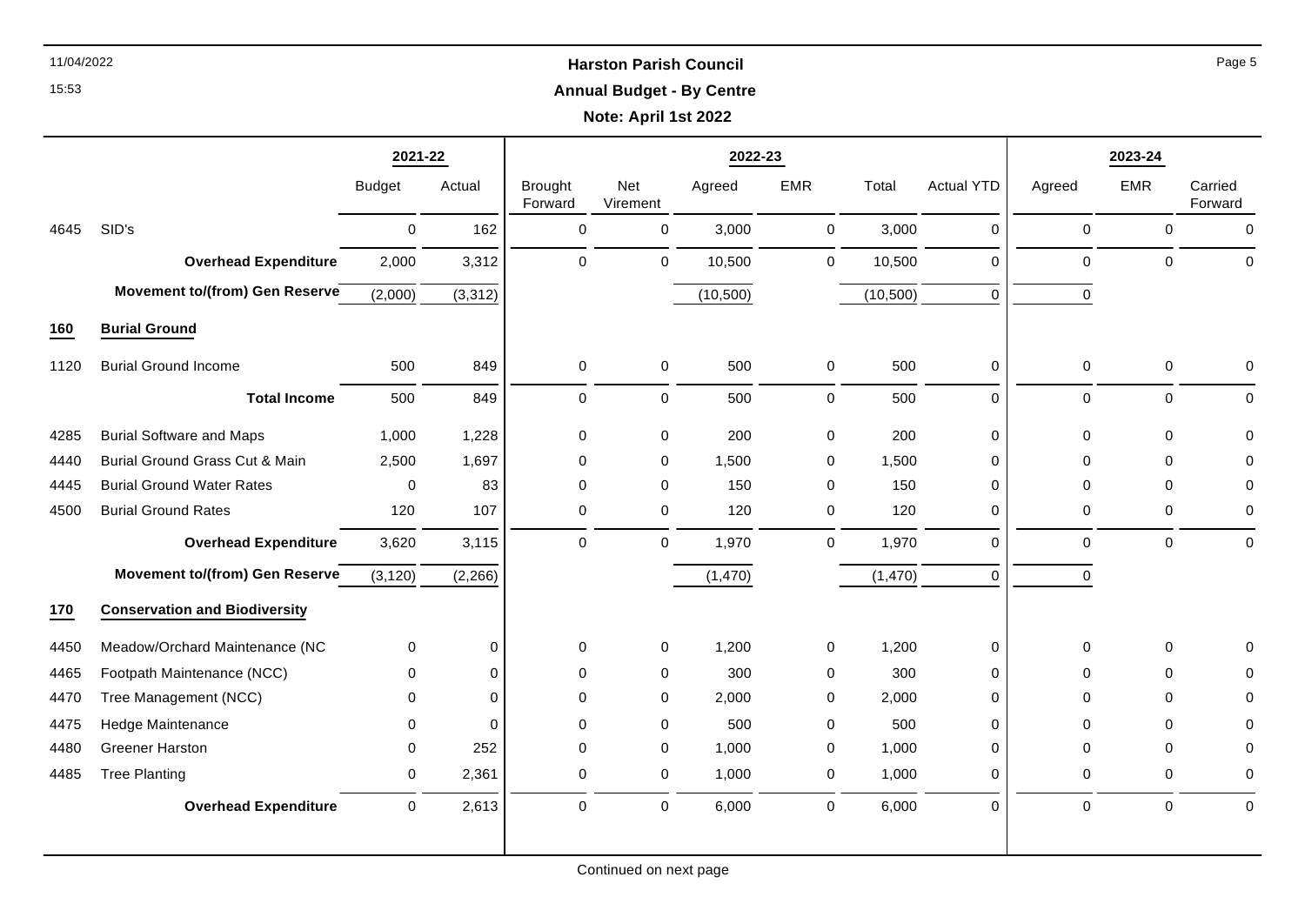# Harston Parish Council

## Annual Budget - By Centre

**Note: April 1st 2022**

| | | 2021-22 | | 2022-23 | | | | | | 2023-24 | | |
|---|---|---|---|---|---|---|---|---|---|---|---|---|
| | | Budget | Actual | Brought Forward | Net Virement | Agreed | EMR | Total | Actual YTD | Agreed | EMR | Carried Forward |
| 4645 | SID's | 0 | 162 | 0 | 0 | 3,000 | 0 | 3,000 | 0 | 0 | 0 | 0 |
| | **Overhead Expenditure** | 2,000 | 3,312 | 0 | 0 | 10,500 | 0 | 10,500 | 0 | 0 | 0 | 0 |
| | **Movement to/(from) Gen Reserve** | (2,000) | (3,312) | | | (10,500) | | (10,500) | 0 | 0 | | |
| **160** | **Burial Ground** | | | | | | | | | | | |
| 1120 | Burial Ground Income | 500 | 849 | 0 | 0 | 500 | 0 | 500 | 0 | 0 | 0 | 0 |
| | **Total Income** | 500 | 849 | 0 | 0 | 500 | 0 | 500 | 0 | 0 | 0 | 0 |
| 4285 | Burial Software and Maps | 1,000 | 1,228 | 0 | 0 | 200 | 0 | 200 | 0 | 0 | 0 | 0 |
| 4440 | Burial Ground Grass Cut & Main | 2,500 | 1,697 | 0 | 0 | 1,500 | 0 | 1,500 | 0 | 0 | 0 | 0 |
| 4445 | Burial Ground Water Rates | 0 | 83 | 0 | 0 | 150 | 0 | 150 | 0 | 0 | 0 | 0 |
| 4500 | Burial Ground Rates | 120 | 107 | 0 | 0 | 120 | 0 | 120 | 0 | 0 | 0 | 0 |
| | **Overhead Expenditure** | 3,620 | 3,115 | 0 | 0 | 1,970 | 0 | 1,970 | 0 | 0 | 0 | 0 |
| | **Movement to/(from) Gen Reserve** | (3,120) | (2,266) | | | (1,470) | | (1,470) | 0 | 0 | | |
| **170** | **Conservation and Biodiversity** | | | | | | | | | | | |
| 4450 | Meadow/Orchard Maintenance (NC | 0 | 0 | 0 | 0 | 1,200 | 0 | 1,200 | 0 | 0 | 0 | 0 |
| 4465 | Footpath Maintenance (NCC) | 0 | 0 | 0 | 0 | 300 | 0 | 300 | 0 | 0 | 0 | 0 |
| 4470 | Tree Management (NCC) | 0 | 0 | 0 | 0 | 2,000 | 0 | 2,000 | 0 | 0 | 0 | 0 |
| 4475 | Hedge Maintenance | 0 | 0 | 0 | 0 | 500 | 0 | 500 | 0 | 0 | 0 | 0 |
| 4480 | Greener Harston | 0 | 252 | 0 | 0 | 1,000 | 0 | 1,000 | 0 | 0 | 0 | 0 |
| 4485 | Tree Planting | 0 | 2,361 | 0 | 0 | 1,000 | 0 | 1,000 | 0 | 0 | 0 | 0 |
| | **Overhead Expenditure** | 0 | 2,613 | 0 | 0 | 6,000 | 0 | 6,000 | 0 | 0 | 0 | 0 |

Continued on next page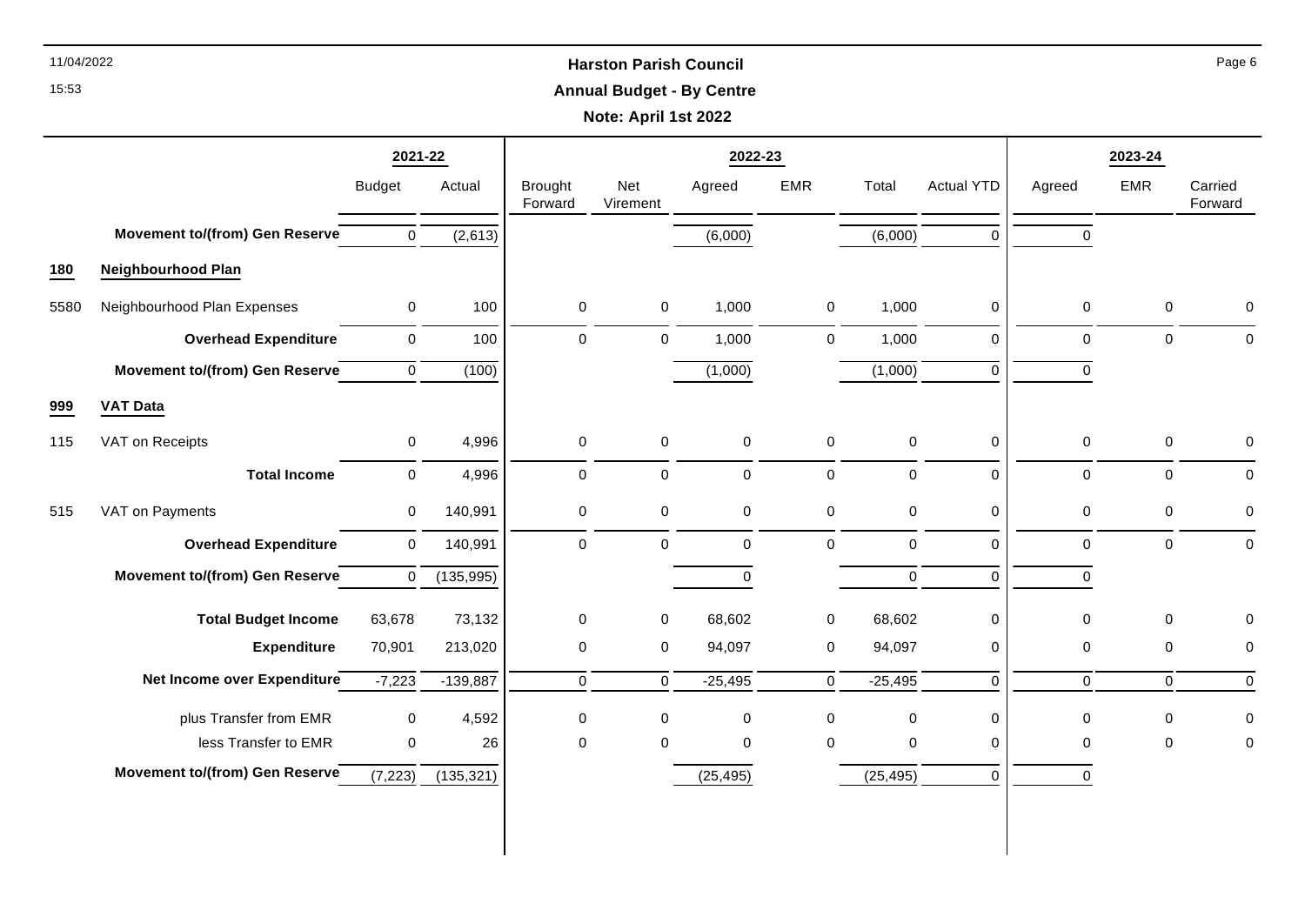# Harston Parish Council

**Annual Budget - By Centre**

**Note: April 1st 2022**

| | | 2021-22 | | 2022-23 | | | | | | 2023-24 | | |
|---|---|---|---|---|---|---|---|---|---|---|---|---|
| | | Budget | Actual | Brought Forward | Net Virement | Agreed | EMR | Total | Actual YTD | Agreed | EMR | Carried Forward |
| | **Movement to/(from) Gen Reserve** | 0 | (2,613) | | | (6,000) | | (6,000) | 0 | 0 | | |
| **180** | **Neighbourhood Plan** | | | | | | | | | | | |
| 5580 | Neighbourhood Plan Expenses | 0 | 100 | 0 | 0 | 1,000 | 0 | 1,000 | 0 | 0 | 0 | 0 |
| | **Overhead Expenditure** | 0 | 100 | 0 | 0 | 1,000 | 0 | 1,000 | 0 | 0 | 0 | 0 |
| | **Movement to/(from) Gen Reserve** | 0 | (100) | | | (1,000) | | (1,000) | 0 | 0 | | |
| **999** | **VAT Data** | | | | | | | | | | | |
| 115 | VAT on Receipts | 0 | 4,996 | 0 | 0 | 0 | 0 | 0 | 0 | 0 | 0 | 0 |
| | **Total Income** | 0 | 4,996 | 0 | 0 | 0 | 0 | 0 | 0 | 0 | 0 | 0 |
| 515 | VAT on Payments | 0 | 140,991 | 0 | 0 | 0 | 0 | 0 | 0 | 0 | 0 | 0 |
| | **Overhead Expenditure** | 0 | 140,991 | 0 | 0 | 0 | 0 | 0 | 0 | 0 | 0 | 0 |
| | **Movement to/(from) Gen Reserve** | 0 | (135,995) | | | 0 | | 0 | 0 | 0 | | |
| | **Total Budget Income** | 63,678 | 73,132 | 0 | 0 | 68,602 | 0 | 68,602 | 0 | 0 | 0 | 0 |
| | **Expenditure** | 70,901 | 213,020 | 0 | 0 | 94,097 | 0 | 94,097 | 0 | 0 | 0 | 0 |
| | **Net Income over Expenditure** | -7,223 | -139,887 | 0 | 0 | -25,495 | 0 | -25,495 | 0 | 0 | 0 | 0 |
| | plus Transfer from EMR | 0 | 4,592 | 0 | 0 | 0 | 0 | 0 | 0 | 0 | 0 | 0 |
| | less Transfer to EMR | 0 | 26 | 0 | 0 | 0 | 0 | 0 | 0 | 0 | 0 | 0 |
| | **Movement to/(from) Gen Reserve** | (7,223) | (135,321) | | | (25,495) | | (25,495) | 0 | 0 | | |